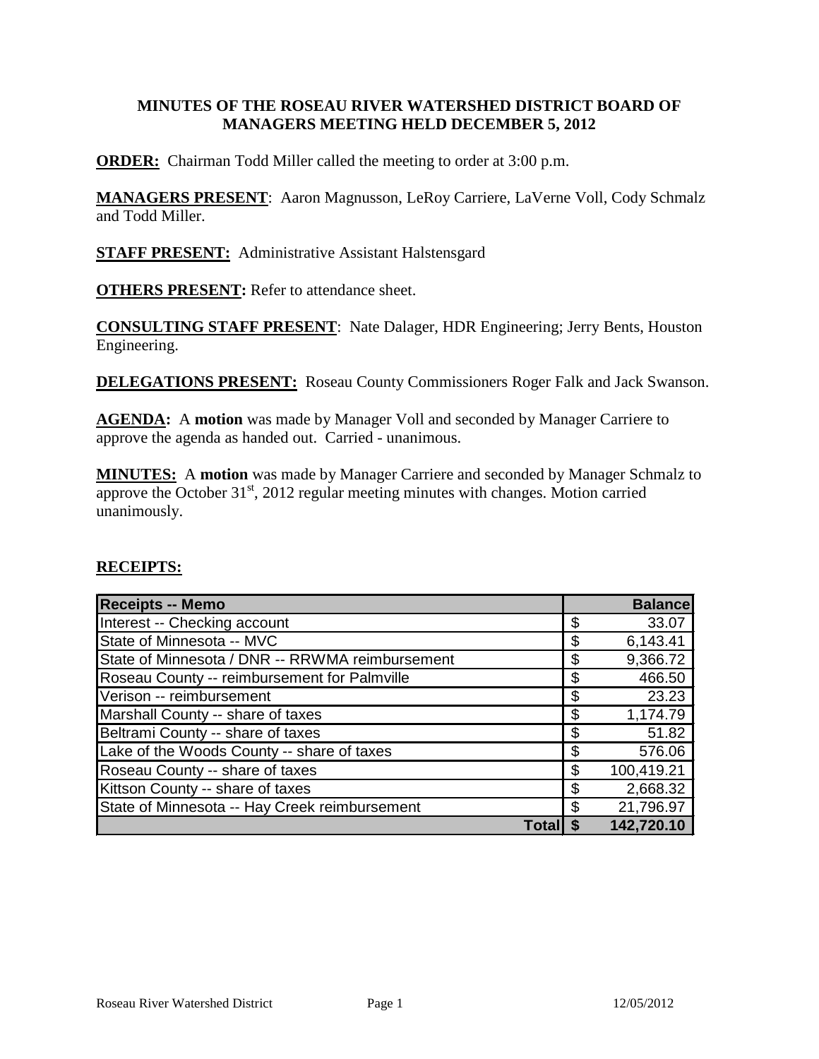# MINUTES OF THE ROSEAU RIVER WATERSHED DISTRICT BOARD OF MANAGERS MEETING HELD DECEMBER 5, 2012

**ORDER:** Chairman Todd Miller called the meeting to order at 3:00 p.m.

**MANAGERS PRESENT**: Aaron Magnusson, LeRoy Carriere, LaVerne Voll, Cody Schmalz and Todd Miller.

**STAFF PRESENT:** Administrative Assistant Halstensgard

**OTHERS PRESENT:** Refer to attendance sheet.

**CONSULTING STAFF PRESENT**: Nate Dalager, HDR Engineering; Jerry Bents, Houston Engineering.

**DELEGATIONS PRESENT:** Roseau County Commissioners Roger Falk and Jack Swanson.

**AGENDA:** A **motion** was made by Manager Voll and seconded by Manager Carriere to approve the agenda as handed out. Carried - unanimous.

**MINUTES:** A **motion** was made by Manager Carriere and seconded by Manager Schmalz to approve the October 31st, 2012 regular meeting minutes with changes. Motion carried unanimously.

**RECEIPTS:**

| Receipts -- Memo | Balance |
|---|---|
| Interest -- Checking account | $ 33.07 |
| State of Minnesota -- MVC | $ 6,143.41 |
| State of Minnesota / DNR -- RRWMA reimbursement | $ 9,366.72 |
| Roseau County -- reimbursement for Palmville | $ 466.50 |
| Verison -- reimbursement | $ 23.23 |
| Marshall County -- share of taxes | $ 1,174.79 |
| Beltrami County -- share of taxes | $ 51.82 |
| Lake of the Woods County -- share of taxes | $ 576.06 |
| Roseau County -- share of taxes | $ 100,419.21 |
| Kittson County -- share of taxes | $ 2,668.32 |
| State of Minnesota -- Hay Creek reimbursement | $ 21,796.97 |
| **Total** | **$ 142,720.10** |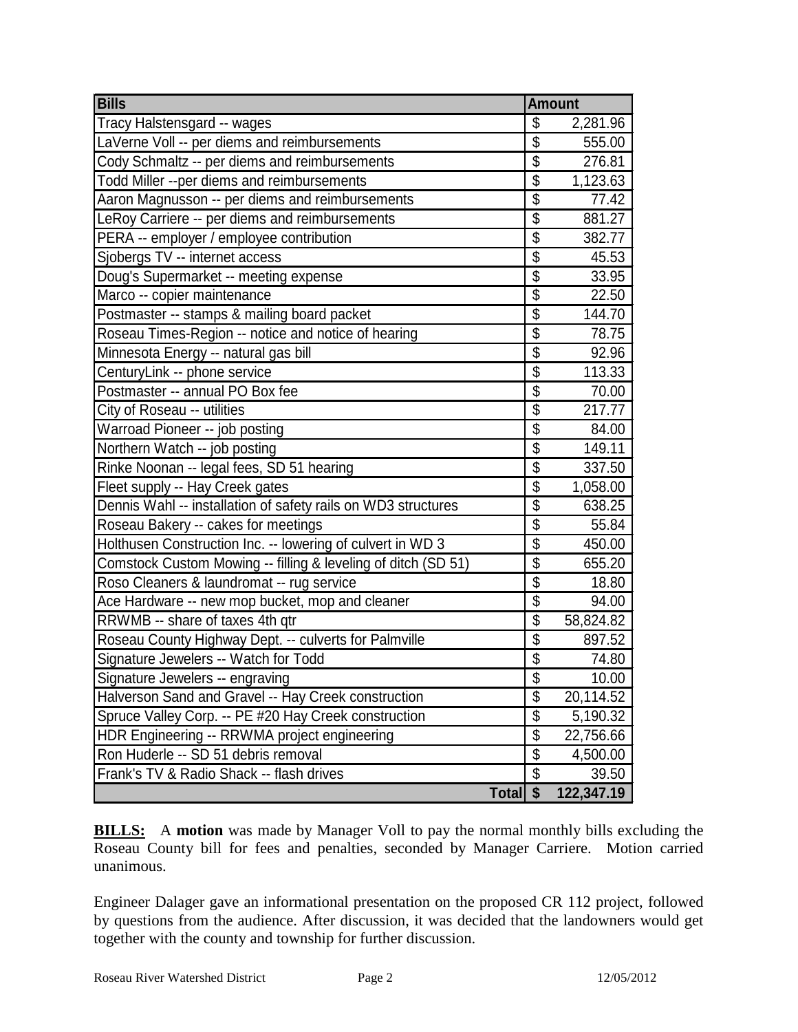| Bills | Amount |
|---|---|
| Tracy Halstensgard -- wages | $ 2,281.96 |
| LaVerne Voll -- per diems and reimbursements | $ 555.00 |
| Cody Schmaltz -- per diems and reimbursements | $ 276.81 |
| Todd Miller --per diems and reimbursements | $ 1,123.63 |
| Aaron Magnusson -- per diems and reimbursements | $ 77.42 |
| LeRoy Carriere -- per diems and reimbursements | $ 881.27 |
| PERA -- employer / employee contribution | $ 382.77 |
| Sjobergs TV -- internet access | $ 45.53 |
| Doug's Supermarket -- meeting expense | $ 33.95 |
| Marco -- copier maintenance | $ 22.50 |
| Postmaster -- stamps & mailing board packet | $ 144.70 |
| Roseau Times-Region -- notice and notice of hearing | $ 78.75 |
| Minnesota Energy -- natural gas bill | $ 92.96 |
| CenturyLink -- phone service | $ 113.33 |
| Postmaster -- annual PO Box fee | $ 70.00 |
| City of Roseau -- utilities | $ 217.77 |
| Warroad Pioneer -- job posting | $ 84.00 |
| Northern Watch -- job posting | $ 149.11 |
| Rinke Noonan -- legal fees, SD 51 hearing | $ 337.50 |
| Fleet supply -- Hay Creek gates | $ 1,058.00 |
| Dennis Wahl -- installation of safety rails on WD3 structures | $ 638.25 |
| Roseau Bakery -- cakes for meetings | $ 55.84 |
| Holthusen Construction Inc. -- lowering of culvert in WD 3 | $ 450.00 |
| Comstock Custom Mowing -- filling & leveling of ditch (SD 51) | $ 655.20 |
| Roso Cleaners & laundromat -- rug service | $ 18.80 |
| Ace Hardware -- new mop bucket, mop and cleaner | $ 94.00 |
| RRWMB -- share of taxes 4th qtr | $ 58,824.82 |
| Roseau County Highway Dept. -- culverts for Palmville | $ 897.52 |
| Signature Jewelers -- Watch for Todd | $ 74.80 |
| Signature Jewelers -- engraving | $ 10.00 |
| Halverson Sand and Gravel -- Hay Creek construction | $ 20,114.52 |
| Spruce Valley Corp. -- PE #20 Hay Creek construction | $ 5,190.32 |
| HDR Engineering -- RRWMA project engineering | $ 22,756.66 |
| Ron Huderle -- SD 51 debris removal | $ 4,500.00 |
| Frank's TV & Radio Shack -- flash drives | $ 39.50 |
| **Total** | **$ 122,347.19** |

**BILLS:** A **motion** was made by Manager Voll to pay the normal monthly bills excluding the Roseau County bill for fees and penalties, seconded by Manager Carriere. Motion carried unanimous.

Engineer Dalager gave an informational presentation on the proposed CR 112 project, followed by questions from the audience. After discussion, it was decided that the landowners would get together with the county and township for further discussion.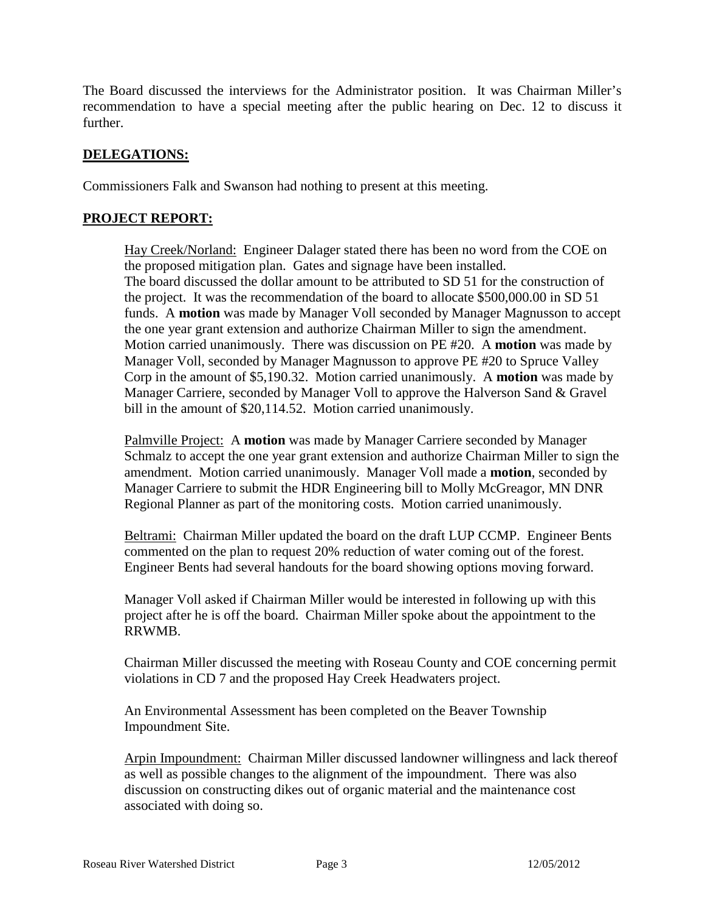The Board discussed the interviews for the Administrator position. It was Chairman Miller's recommendation to have a special meeting after the public hearing on Dec. 12 to discuss it further.

## DELEGATIONS:

Commissioners Falk and Swanson had nothing to present at this meeting.

## PROJECT REPORT:

Hay Creek/Norland: Engineer Dalager stated there has been no word from the COE on the proposed mitigation plan. Gates and signage have been installed. The board discussed the dollar amount to be attributed to SD 51 for the construction of the project. It was the recommendation of the board to allocate $500,000.00 in SD 51 funds. A **motion** was made by Manager Voll seconded by Manager Magnusson to accept the one year grant extension and authorize Chairman Miller to sign the amendment. Motion carried unanimously. There was discussion on PE #20. A **motion** was made by Manager Voll, seconded by Manager Magnusson to approve PE #20 to Spruce Valley Corp in the amount of $5,190.32. Motion carried unanimously. A **motion** was made by Manager Carriere, seconded by Manager Voll to approve the Halverson Sand & Gravel bill in the amount of $20,114.52. Motion carried unanimously.

Palmville Project: A **motion** was made by Manager Carriere seconded by Manager Schmalz to accept the one year grant extension and authorize Chairman Miller to sign the amendment. Motion carried unanimously. Manager Voll made a **motion**, seconded by Manager Carriere to submit the HDR Engineering bill to Molly McGreagor, MN DNR Regional Planner as part of the monitoring costs. Motion carried unanimously.

Beltrami: Chairman Miller updated the board on the draft LUP CCMP. Engineer Bents commented on the plan to request 20% reduction of water coming out of the forest. Engineer Bents had several handouts for the board showing options moving forward.

Manager Voll asked if Chairman Miller would be interested in following up with this project after he is off the board. Chairman Miller spoke about the appointment to the RRWMB.

Chairman Miller discussed the meeting with Roseau County and COE concerning permit violations in CD 7 and the proposed Hay Creek Headwaters project.

An Environmental Assessment has been completed on the Beaver Township Impoundment Site.

Arpin Impoundment: Chairman Miller discussed landowner willingness and lack thereof as well as possible changes to the alignment of the impoundment. There was also discussion on constructing dikes out of organic material and the maintenance cost associated with doing so.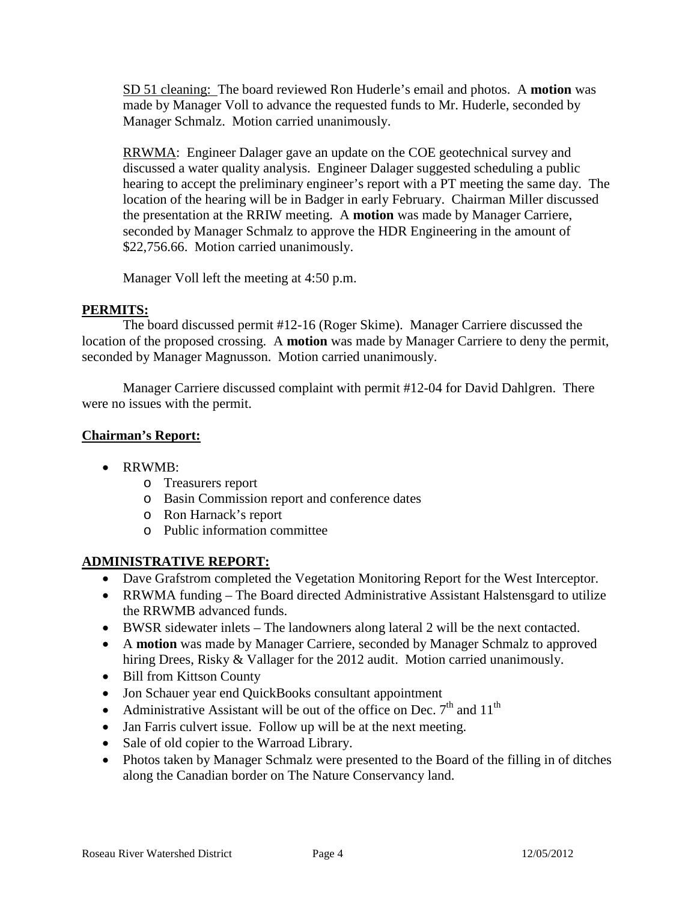<u>SD 51 cleaning:</u> The board reviewed Ron Huderle's email and photos. A **motion** was made by Manager Voll to advance the requested funds to Mr. Huderle, seconded by Manager Schmalz. Motion carried unanimously.

<u>RRWMA</u>: Engineer Dalager gave an update on the COE geotechnical survey and discussed a water quality analysis. Engineer Dalager suggested scheduling a public hearing to accept the preliminary engineer's report with a PT meeting the same day. The location of the hearing will be in Badger in early February. Chairman Miller discussed the presentation at the RRIW meeting. A **motion** was made by Manager Carriere, seconded by Manager Schmalz to approve the HDR Engineering in the amount of $22,756.66. Motion carried unanimously.

Manager Voll left the meeting at 4:50 p.m.

## PERMITS:

The board discussed permit #12-16 (Roger Skime). Manager Carriere discussed the location of the proposed crossing. A **motion** was made by Manager Carriere to deny the permit, seconded by Manager Magnusson. Motion carried unanimously.

Manager Carriere discussed complaint with permit #12-04 for David Dahlgren. There were no issues with the permit.

## Chairman's Report:

- RRWMB:
  - Treasurers report
  - Basin Commission report and conference dates
  - Ron Harnack's report
  - Public information committee

## ADMINISTRATIVE REPORT:

- Dave Grafstrom completed the Vegetation Monitoring Report for the West Interceptor.
- RRWMA funding – The Board directed Administrative Assistant Halstensgard to utilize the RRWMB advanced funds.
- BWSR sidewater inlets – The landowners along lateral 2 will be the next contacted.
- A **motion** was made by Manager Carriere, seconded by Manager Schmalz to approved hiring Drees, Risky & Vallager for the 2012 audit. Motion carried unanimously.
- Bill from Kittson County
- Jon Schauer year end QuickBooks consultant appointment
- Administrative Assistant will be out of the office on Dec. 7th and 11th
- Jan Farris culvert issue. Follow up will be at the next meeting.
- Sale of old copier to the Warroad Library.
- Photos taken by Manager Schmalz were presented to the Board of the filling in of ditches along the Canadian border on The Nature Conservancy land.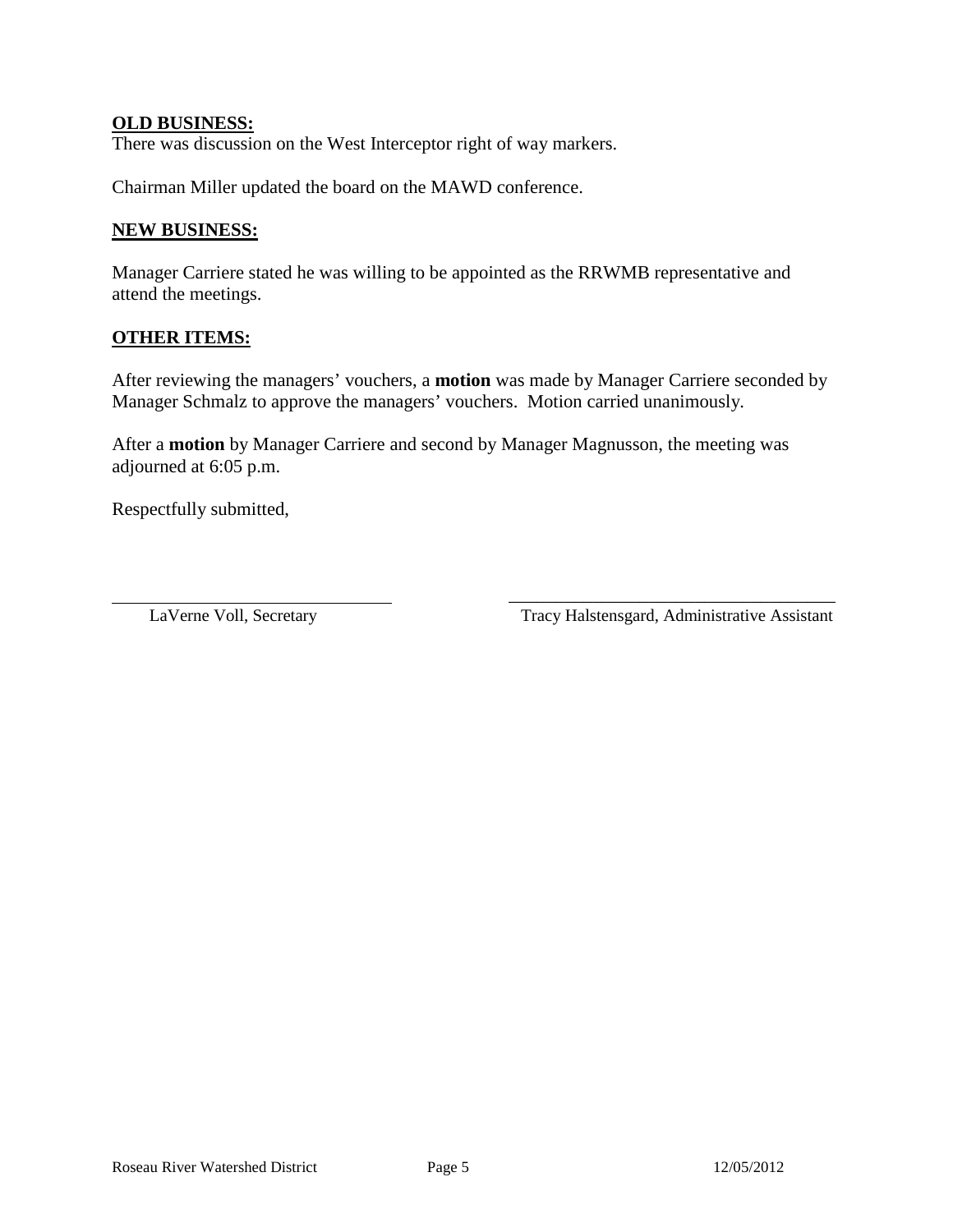**OLD BUSINESS:**

There was discussion on the West Interceptor right of way markers.

Chairman Miller updated the board on the MAWD conference.

**NEW BUSINESS:**

Manager Carriere stated he was willing to be appointed as the RRWMB representative and attend the meetings.

**OTHER ITEMS:**

After reviewing the managers' vouchers, a **motion** was made by Manager Carriere seconded by Manager Schmalz to approve the managers' vouchers. Motion carried unanimously.

After a **motion** by Manager Carriere and second by Manager Magnusson, the meeting was adjourned at 6:05 p.m.

Respectfully submitted,

LaVerne Voll, Secretary

Tracy Halstensgard, Administrative Assistant